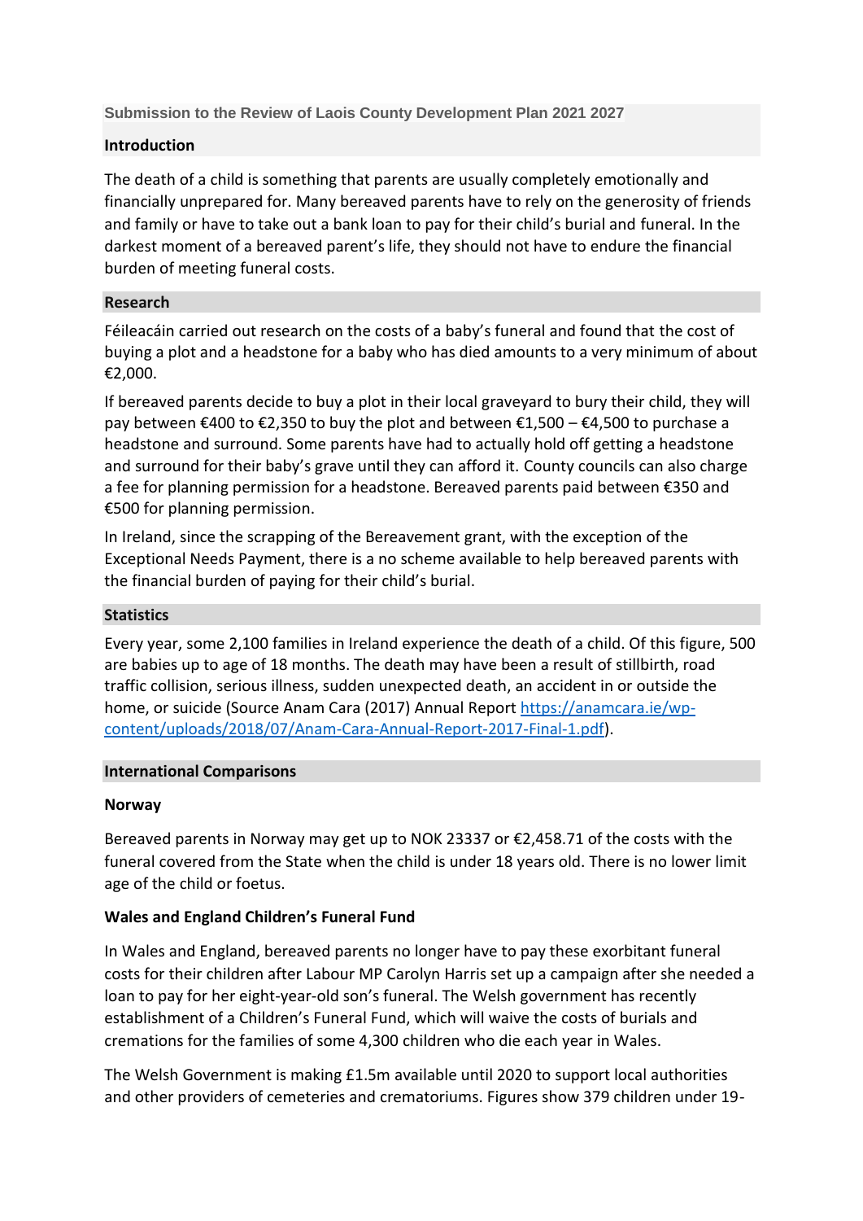## Submission to the Review of Laois County Development Plan 2021 2027

### Introduction

The death of a child is something that parents are usually completely emotionally and financially unprepared for. Many bereaved parents have to rely on the generosity of friends and family or have to take out a bank loan to pay for their child's burial and funeral. In the darkest moment of a bereaved parent's life, they should not have to endure the financial burden of meeting funeral costs.

### Research

Féileacáin carried out research on the costs of a baby's funeral and found that the cost of buying a plot and a headstone for a baby who has died amounts to a very minimum of about €2,000.

If bereaved parents decide to buy a plot in their local graveyard to bury their child, they will pay between €400 to €2,350 to buy the plot and between €1,500 – €4,500 to purchase a headstone and surround. Some parents have had to actually hold off getting a headstone and surround for their baby's grave until they can afford it. County councils can also charge a fee for planning permission for a headstone. Bereaved parents paid between €350 and €500 for planning permission.

In Ireland, since the scrapping of the Bereavement grant, with the exception of the Exceptional Needs Payment, there is a no scheme available to help bereaved parents with the financial burden of paying for their child's burial.

### Statistics

Every year, some 2,100 families in Ireland experience the death of a child. Of this figure, 500 are babies up to age of 18 months. The death may have been a result of stillbirth, road traffic collision, serious illness, sudden unexpected death, an accident in or outside the home, or suicide (Source Anam Cara (2017) Annual Report [https://anamcara.ie/wp-content/uploads/2018/07/Anam-Cara-Annual-Report-2017-Final-1.pdf](https://anamcara.ie/wp-content/uploads/2018/07/Anam-Cara-Annual-Report-2017-Final-1.pdf)).

### International Comparisons

#### Norway

Bereaved parents in Norway may get up to NOK 23337 or €2,458.71 of the costs with the funeral covered from the State when the child is under 18 years old. There is no lower limit age of the child or foetus.

#### Wales and England Children's Funeral Fund

In Wales and England, bereaved parents no longer have to pay these exorbitant funeral costs for their children after Labour MP Carolyn Harris set up a campaign after she needed a loan to pay for her eight-year-old son's funeral. The Welsh government has recently establishment of a Children's Funeral Fund, which will waive the costs of burials and cremations for the families of some 4,300 children who die each year in Wales.

The Welsh Government is making £1.5m available until 2020 to support local authorities and other providers of cemeteries and crematoriums. Figures show 379 children under 19-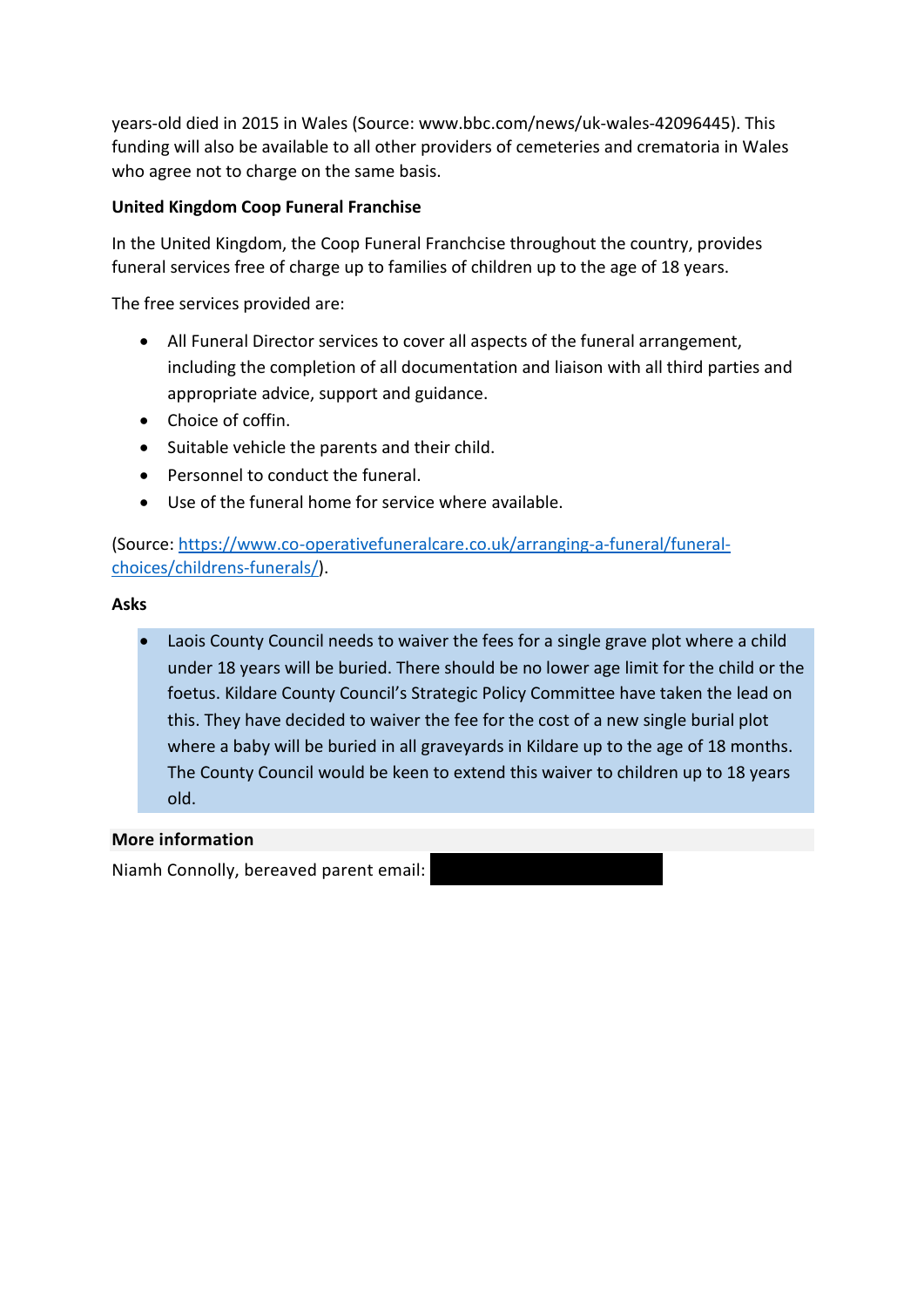years-old died in 2015 in Wales (Source: www.bbc.com/news/uk-wales-42096445). This funding will also be available to all other providers of cemeteries and crematoria in Wales who agree not to charge on the same basis.

**United Kingdom Coop Funeral Franchise**

In the United Kingdom, the Coop Funeral Franchcise throughout the country, provides funeral services free of charge up to families of children up to the age of 18 years.

The free services provided are:

- All Funeral Director services to cover all aspects of the funeral arrangement, including the completion of all documentation and liaison with all third parties and appropriate advice, support and guidance.
- Choice of coffin.
- Suitable vehicle the parents and their child.
- Personnel to conduct the funeral.
- Use of the funeral home for service where available.

(Source: [https://www.co-operativefuneralcare.co.uk/arranging-a-funeral/funeral-choices/childrens-funerals/](https://www.co-operativefuneralcare.co.uk/arranging-a-funeral/funeral-choices/childrens-funerals/)).

**Asks**

- Laois County Council needs to waiver the fees for a single grave plot where a child under 18 years will be buried. There should be no lower age limit for the child or the foetus. Kildare County Council's Strategic Policy Committee have taken the lead on this. They have decided to waiver the fee for the cost of a new single burial plot where a baby will be buried in all graveyards in Kildare up to the age of 18 months. The County Council would be keen to extend this waiver to children up to 18 years old.

**More information**

Niamh Connolly, bereaved parent email: